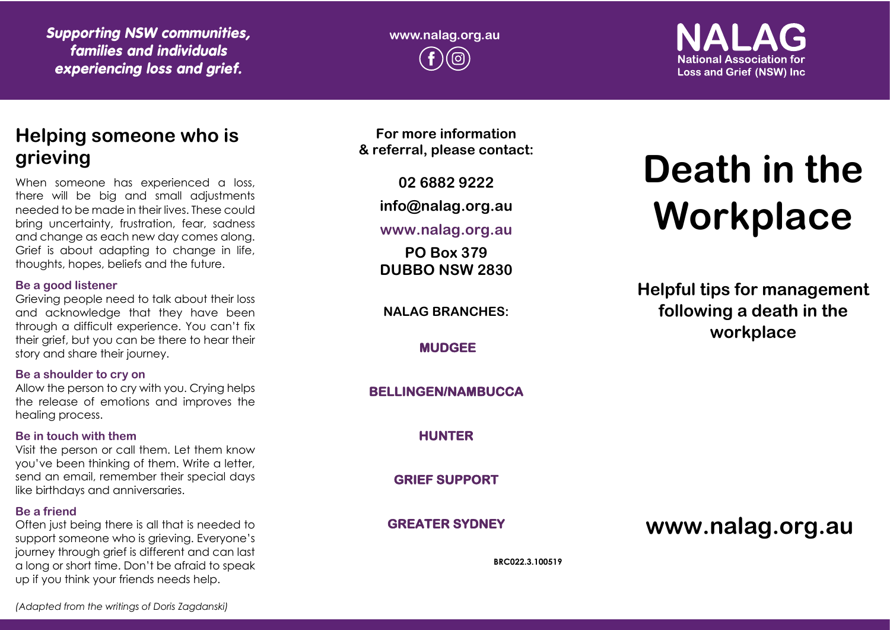*Supporting NSW communities, families and individuals experiencing loss and grief.*

www.nalag.org.au

**NALAG**
National Association for Loss and Grief (NSW) Inc

## Helping someone who is grieving

When someone has experienced a loss, there will be big and small adjustments needed to be made in their lives. These could bring uncertainty, frustration, fear, sadness and change as each new day comes along. Grief is about adapting to change in life, thoughts, hopes, beliefs and the future.

### Be a good listener

Grieving people need to talk about their loss and acknowledge that they have been through a difficult experience. You can't fix their grief, but you can be there to hear their story and share their journey.

### Be a shoulder to cry on

Allow the person to cry with you. Crying helps the release of emotions and improves the healing process.

### Be in touch with them

Visit the person or call them. Let them know you've been thinking of them. Write a letter, send an email, remember their special days like birthdays and anniversaries.

### Be a friend

Often just being there is all that is needed to support someone who is grieving. Everyone's journey through grief is different and can last a long or short time. Don't be afraid to speak up if you think your friends needs help.

*(Adapted from the writings of Doris Zagdanski)*

**For more information & referral, please contact:**

**02 6882 9222**

**info@nalag.org.au**

**www.nalag.org.au**

**PO Box 379**
**DUBBO NSW 2830**

**NALAG BRANCHES:**

**MUDGEE**

**BELLINGEN/NAMBUCCA**

**HUNTER**

**GRIEF SUPPORT**

**GREATER SYDNEY**

BRC022.3.100519

# Death in the Workplace

## Helpful tips for management following a death in the workplace

**www.nalag.org.au**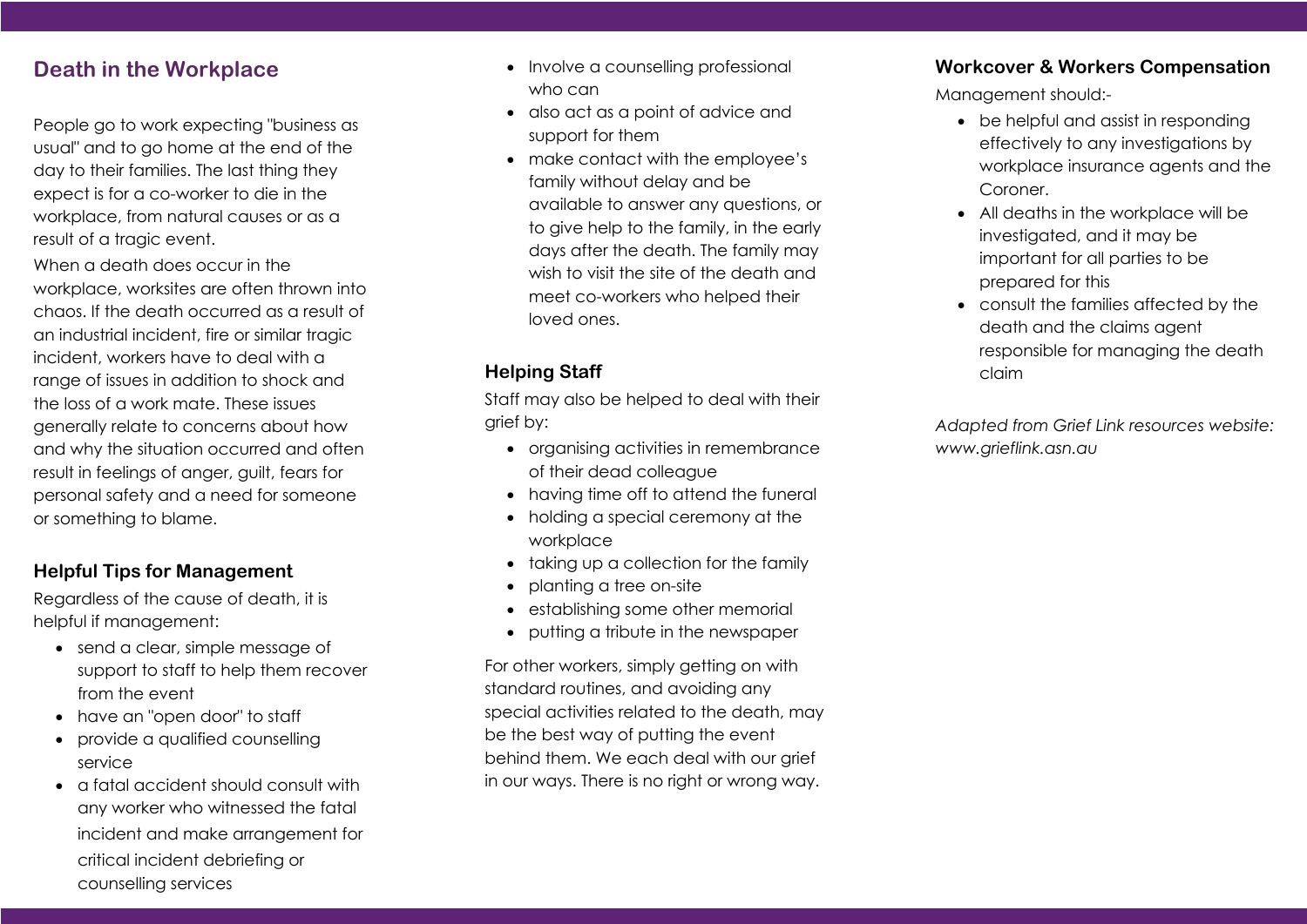## Death in the Workplace

People go to work expecting "business as usual" and to go home at the end of the day to their families. The last thing they expect is for a co-worker to die in the workplace, from natural causes or as a result of a tragic event.

When a death does occur in the workplace, worksites are often thrown into chaos. If the death occurred as a result of an industrial incident, fire or similar tragic incident, workers have to deal with a range of issues in addition to shock and the loss of a work mate. These issues generally relate to concerns about how and why the situation occurred and often result in feelings of anger, guilt, fears for personal safety and a need for someone or something to blame.

### Helpful Tips for Management

Regardless of the cause of death, it is helpful if management:

- send a clear, simple message of support to staff to help them recover from the event
- have an "open door" to staff
- provide a qualified counselling service
- a fatal accident should consult with any worker who witnessed the fatal incident and make arrangement for critical incident debriefing or counselling services
- Involve a counselling professional who can
- also act as a point of advice and support for them
- make contact with the employee's family without delay and be available to answer any questions, or to give help to the family, in the early days after the death. The family may wish to visit the site of the death and meet co-workers who helped their loved ones.

### Helping Staff

Staff may also be helped to deal with their grief by:

- organising activities in remembrance of their dead colleague
- having time off to attend the funeral
- holding a special ceremony at the workplace
- taking up a collection for the family
- planting a tree on-site
- establishing some other memorial
- putting a tribute in the newspaper

For other workers, simply getting on with standard routines, and avoiding any special activities related to the death, may be the best way of putting the event behind them. We each deal with our grief in our ways. There is no right or wrong way.

### Workcover & Workers Compensation

Management should:-

- be helpful and assist in responding effectively to any investigations by workplace insurance agents and the Coroner.
- All deaths in the workplace will be investigated, and it may be important for all parties to be prepared for this
- consult the families affected by the death and the claims agent responsible for managing the death claim

*Adapted from Grief Link resources website: www.grieflink.asn.au*